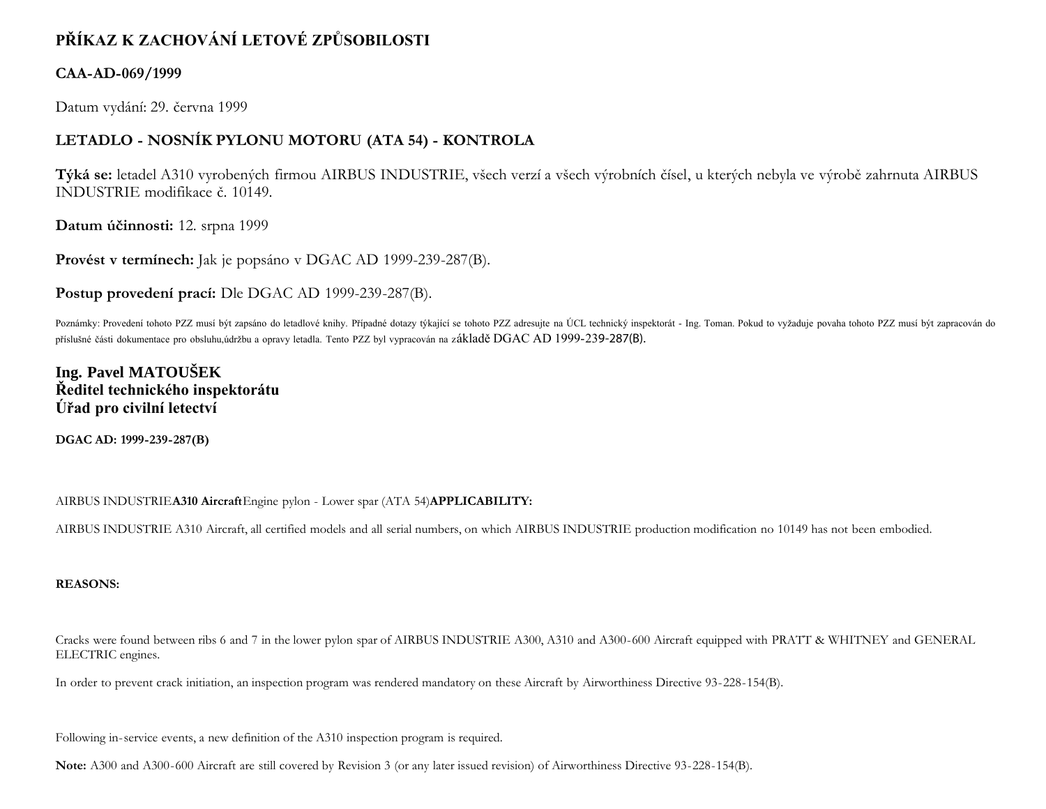# PŘÍKAZ K ZACHOVÁNÍ LETOVÉ ZPŮSOBILOSTI

## CAA-AD-069/1999

Datum vydání: 29. června 1999

## LETADLO - NOSNÍK PYLONU MOTORU (ATA 54) - KONTROLA

**Týká se:** letadel A310 vyrobených firmou AIRBUS INDUSTRIE, všech verzí a všech výrobních čísel, u kterých nebyla ve výrobě zahrnuta AIRBUS INDUSTRIE modifikace č. 10149.

**Datum účinnosti:** 12. srpna 1999

**Provést v termínech:** Jak je popsáno v DGAC AD 1999-239-287(B).

**Postup provedení prací:** Dle DGAC AD 1999-239-287(B).

Poznámky: Provedení tohoto PZZ musí být zapsáno do letadlové knihy. Případné dotazy týkající se tohoto PZZ adresujte na ÚCL technický inspektorát - Ing. Toman. Pokud to vyžaduje povaha tohoto PZZ musí být zapracován do příslušné části dokumentace pro obsluhu,údržbu a opravy letadla. Tento PZZ byl vypracován na základě DGAC AD 1999-239-287(B).

**Ing. Pavel MATOUŠEK**
**Ředitel technického inspektorátu**
**Úřad pro civilní letectví**

**DGAC AD: 1999-239-287(B)**

AIRBUS INDUSTRIE**A310 Aircraft**Engine pylon - Lower spar (ATA 54)**APPLICABILITY:**

AIRBUS INDUSTRIE A310 Aircraft, all certified models and all serial numbers, on which AIRBUS INDUSTRIE production modification no 10149 has not been embodied.

**REASONS:**

Cracks were found between ribs 6 and 7 in the lower pylon spar of AIRBUS INDUSTRIE A300, A310 and A300-600 Aircraft equipped with PRATT & WHITNEY and GENERAL ELECTRIC engines.

In order to prevent crack initiation, an inspection program was rendered mandatory on these Aircraft by Airworthiness Directive 93-228-154(B).

Following in-service events, a new definition of the A310 inspection program is required.

**Note:** A300 and A300-600 Aircraft are still covered by Revision 3 (or any later issued revision) of Airworthiness Directive 93-228-154(B).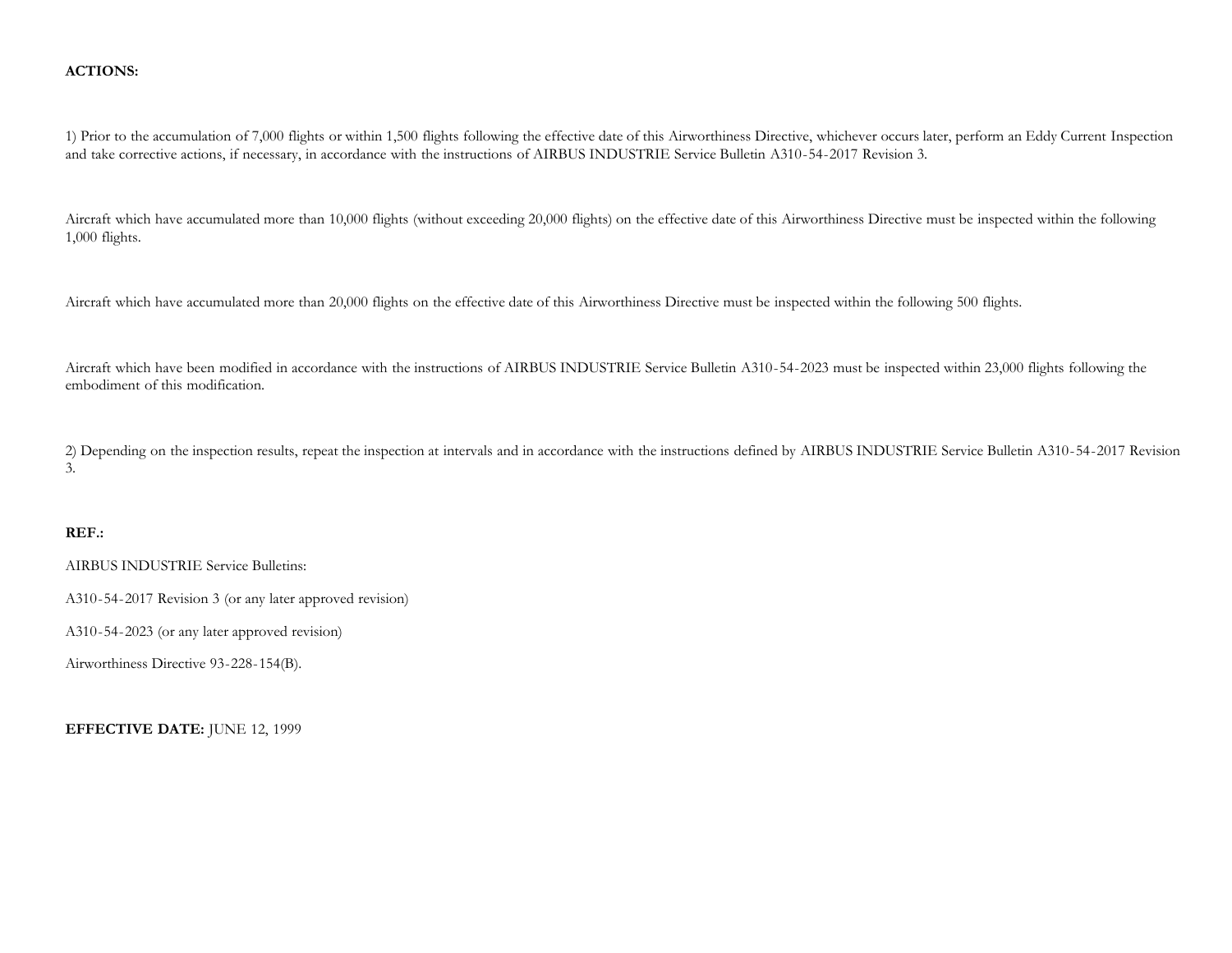**ACTIONS:**

1) Prior to the accumulation of 7,000 flights or within 1,500 flights following the effective date of this Airworthiness Directive, whichever occurs later, perform an Eddy Current Inspection and take corrective actions, if necessary, in accordance with the instructions of AIRBUS INDUSTRIE Service Bulletin A310-54-2017 Revision 3.

Aircraft which have accumulated more than 10,000 flights (without exceeding 20,000 flights) on the effective date of this Airworthiness Directive must be inspected within the following 1,000 flights.

Aircraft which have accumulated more than 20,000 flights on the effective date of this Airworthiness Directive must be inspected within the following 500 flights.

Aircraft which have been modified in accordance with the instructions of AIRBUS INDUSTRIE Service Bulletin A310-54-2023 must be inspected within 23,000 flights following the embodiment of this modification.

2) Depending on the inspection results, repeat the inspection at intervals and in accordance with the instructions defined by AIRBUS INDUSTRIE Service Bulletin A310-54-2017 Revision 3.

**REF.:**

AIRBUS INDUSTRIE Service Bulletins:

A310-54-2017 Revision 3 (or any later approved revision)

A310-54-2023 (or any later approved revision)

Airworthiness Directive 93-228-154(B).

**EFFECTIVE DATE:** JUNE 12, 1999